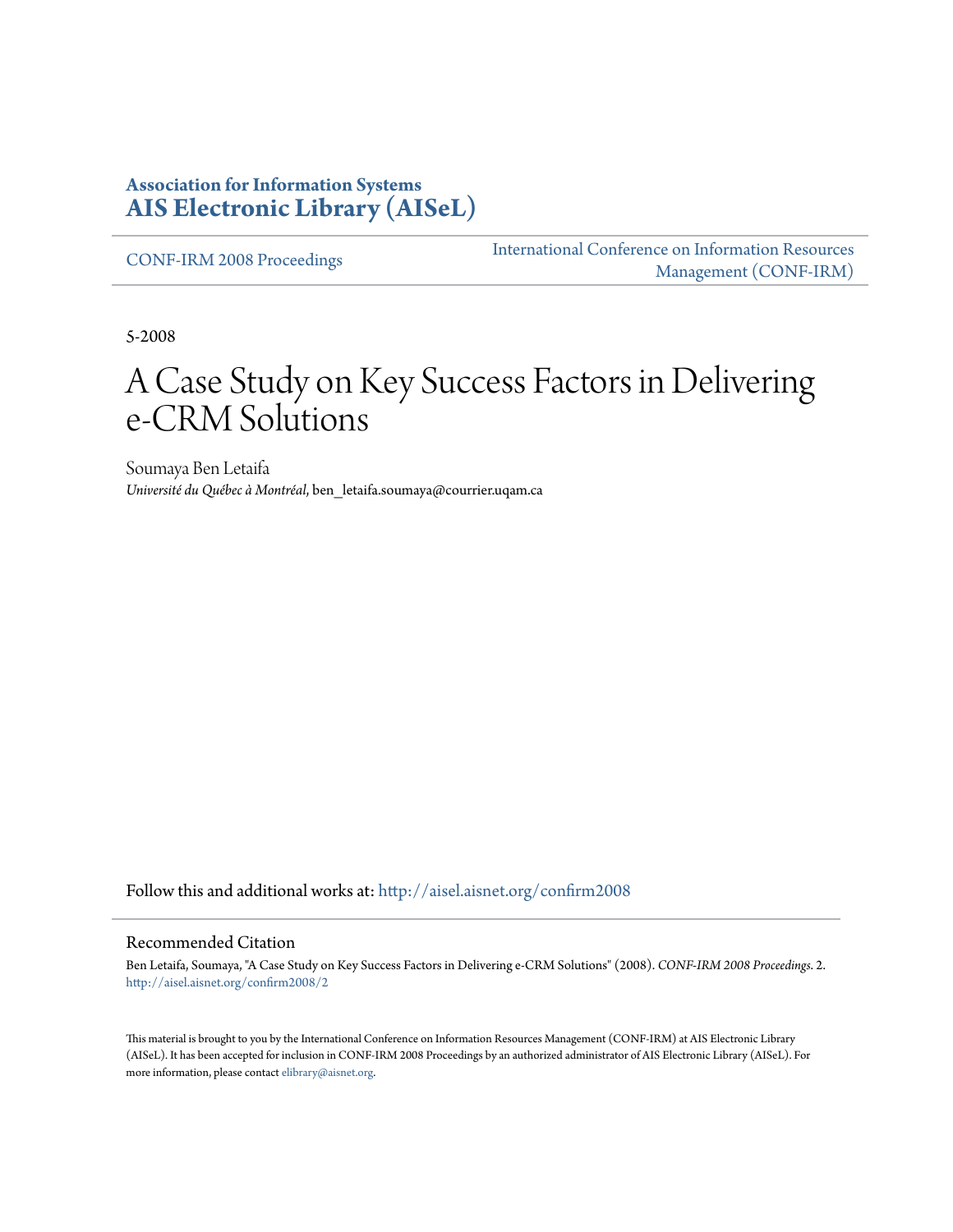**Association for Information Systems**
**AIS Electronic Library (AISeL)**

CONF-IRM 2008 Proceedings

International Conference on Information Resources Management (CONF-IRM)

5-2008

# A Case Study on Key Success Factors in Delivering e-CRM Solutions

Soumaya Ben Letaifa
*Université du Québec à Montréal*, ben_letaifa.soumaya@courrier.uqam.ca

Follow this and additional works at: http://aisel.aisnet.org/confirm2008

## Recommended Citation

Ben Letaifa, Soumaya, "A Case Study on Key Success Factors in Delivering e-CRM Solutions" (2008). *CONF-IRM 2008 Proceedings*. 2.
http://aisel.aisnet.org/confirm2008/2

This material is brought to you by the International Conference on Information Resources Management (CONF-IRM) at AIS Electronic Library (AISeL). It has been accepted for inclusion in CONF-IRM 2008 Proceedings by an authorized administrator of AIS Electronic Library (AISeL). For more information, please contact elibrary@aisnet.org.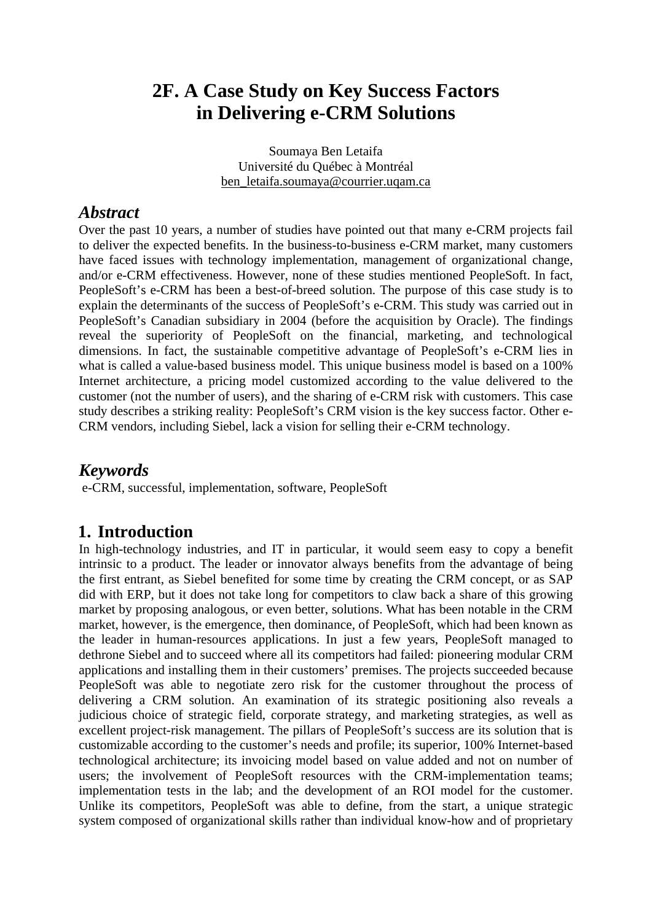# 2F. A Case Study on Key Success Factors in Delivering e-CRM Solutions

Soumaya Ben Letaifa
Université du Québec à Montréal
ben_letaifa.soumaya@courrier.uqam.ca

## *Abstract*

Over the past 10 years, a number of studies have pointed out that many e-CRM projects fail to deliver the expected benefits. In the business-to-business e-CRM market, many customers have faced issues with technology implementation, management of organizational change, and/or e-CRM effectiveness. However, none of these studies mentioned PeopleSoft. In fact, PeopleSoft's e-CRM has been a best-of-breed solution. The purpose of this case study is to explain the determinants of the success of PeopleSoft's e-CRM. This study was carried out in PeopleSoft's Canadian subsidiary in 2004 (before the acquisition by Oracle). The findings reveal the superiority of PeopleSoft on the financial, marketing, and technological dimensions. In fact, the sustainable competitive advantage of PeopleSoft's e-CRM lies in what is called a value-based business model. This unique business model is based on a 100% Internet architecture, a pricing model customized according to the value delivered to the customer (not the number of users), and the sharing of e-CRM risk with customers. This case study describes a striking reality: PeopleSoft's CRM vision is the key success factor. Other e-CRM vendors, including Siebel, lack a vision for selling their e-CRM technology.

## *Keywords*

e-CRM, successful, implementation, software, PeopleSoft

## 1. Introduction

In high-technology industries, and IT in particular, it would seem easy to copy a benefit intrinsic to a product. The leader or innovator always benefits from the advantage of being the first entrant, as Siebel benefited for some time by creating the CRM concept, or as SAP did with ERP, but it does not take long for competitors to claw back a share of this growing market by proposing analogous, or even better, solutions. What has been notable in the CRM market, however, is the emergence, then dominance, of PeopleSoft, which had been known as the leader in human-resources applications. In just a few years, PeopleSoft managed to dethrone Siebel and to succeed where all its competitors had failed: pioneering modular CRM applications and installing them in their customers' premises. The projects succeeded because PeopleSoft was able to negotiate zero risk for the customer throughout the process of delivering a CRM solution. An examination of its strategic positioning also reveals a judicious choice of strategic field, corporate strategy, and marketing strategies, as well as excellent project-risk management. The pillars of PeopleSoft's success are its solution that is customizable according to the customer's needs and profile; its superior, 100% Internet-based technological architecture; its invoicing model based on value added and not on number of users; the involvement of PeopleSoft resources with the CRM-implementation teams; implementation tests in the lab; and the development of an ROI model for the customer. Unlike its competitors, PeopleSoft was able to define, from the start, a unique strategic system composed of organizational skills rather than individual know-how and of proprietary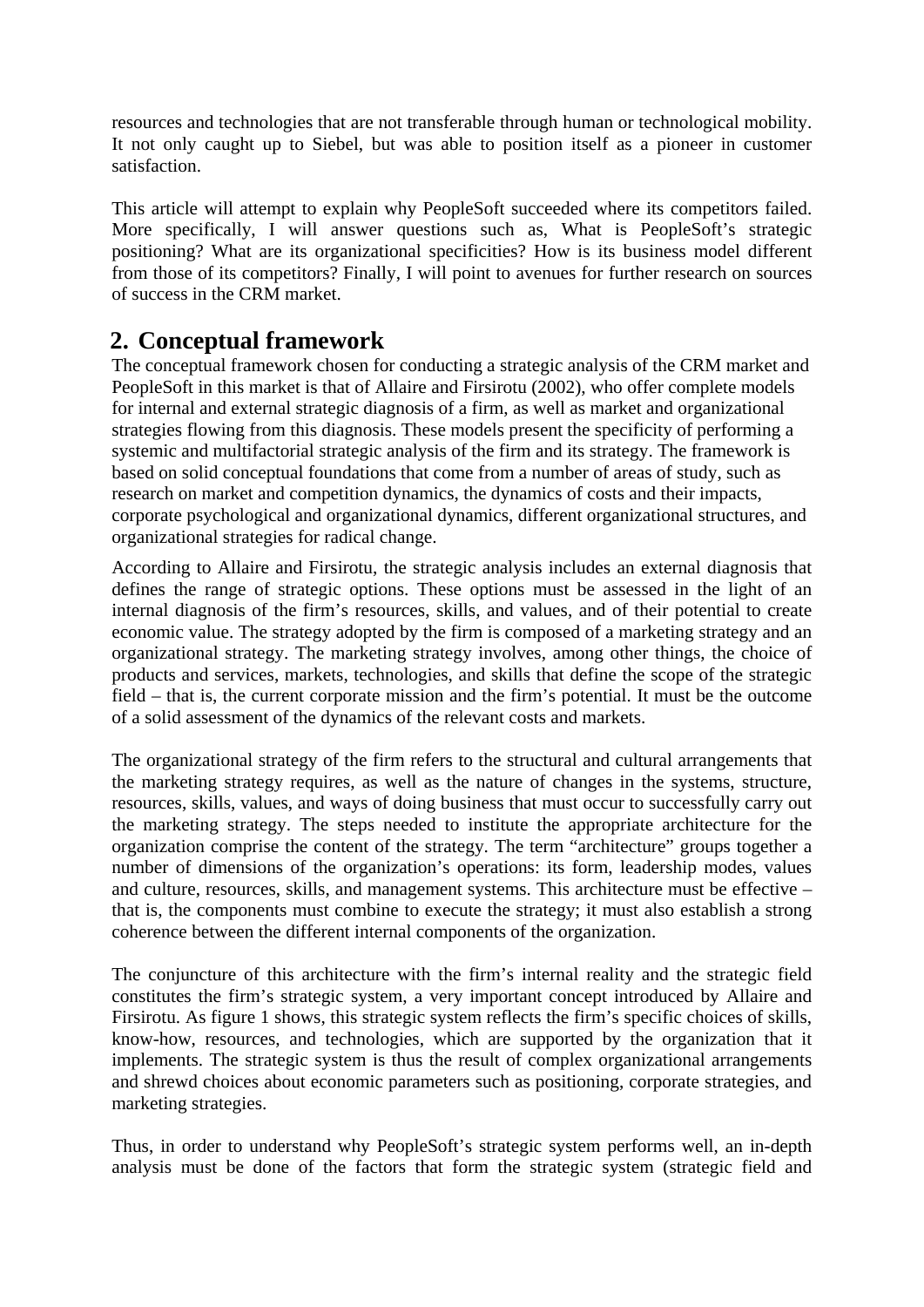resources and technologies that are not transferable through human or technological mobility. It not only caught up to Siebel, but was able to position itself as a pioneer in customer satisfaction.

This article will attempt to explain why PeopleSoft succeeded where its competitors failed. More specifically, I will answer questions such as, What is PeopleSoft's strategic positioning? What are its organizational specificities? How is its business model different from those of its competitors? Finally, I will point to avenues for further research on sources of success in the CRM market.

## 2. Conceptual framework

The conceptual framework chosen for conducting a strategic analysis of the CRM market and PeopleSoft in this market is that of Allaire and Firsirotu (2002), who offer complete models for internal and external strategic diagnosis of a firm, as well as market and organizational strategies flowing from this diagnosis. These models present the specificity of performing a systemic and multifactorial strategic analysis of the firm and its strategy. The framework is based on solid conceptual foundations that come from a number of areas of study, such as research on market and competition dynamics, the dynamics of costs and their impacts, corporate psychological and organizational dynamics, different organizational structures, and organizational strategies for radical change.

According to Allaire and Firsirotu, the strategic analysis includes an external diagnosis that defines the range of strategic options. These options must be assessed in the light of an internal diagnosis of the firm's resources, skills, and values, and of their potential to create economic value. The strategy adopted by the firm is composed of a marketing strategy and an organizational strategy. The marketing strategy involves, among other things, the choice of products and services, markets, technologies, and skills that define the scope of the strategic field – that is, the current corporate mission and the firm's potential. It must be the outcome of a solid assessment of the dynamics of the relevant costs and markets.

The organizational strategy of the firm refers to the structural and cultural arrangements that the marketing strategy requires, as well as the nature of changes in the systems, structure, resources, skills, values, and ways of doing business that must occur to successfully carry out the marketing strategy. The steps needed to institute the appropriate architecture for the organization comprise the content of the strategy. The term "architecture" groups together a number of dimensions of the organization's operations: its form, leadership modes, values and culture, resources, skills, and management systems. This architecture must be effective – that is, the components must combine to execute the strategy; it must also establish a strong coherence between the different internal components of the organization.

The conjuncture of this architecture with the firm's internal reality and the strategic field constitutes the firm's strategic system, a very important concept introduced by Allaire and Firsirotu. As figure 1 shows, this strategic system reflects the firm's specific choices of skills, know-how, resources, and technologies, which are supported by the organization that it implements. The strategic system is thus the result of complex organizational arrangements and shrewd choices about economic parameters such as positioning, corporate strategies, and marketing strategies.

Thus, in order to understand why PeopleSoft's strategic system performs well, an in-depth analysis must be done of the factors that form the strategic system (strategic field and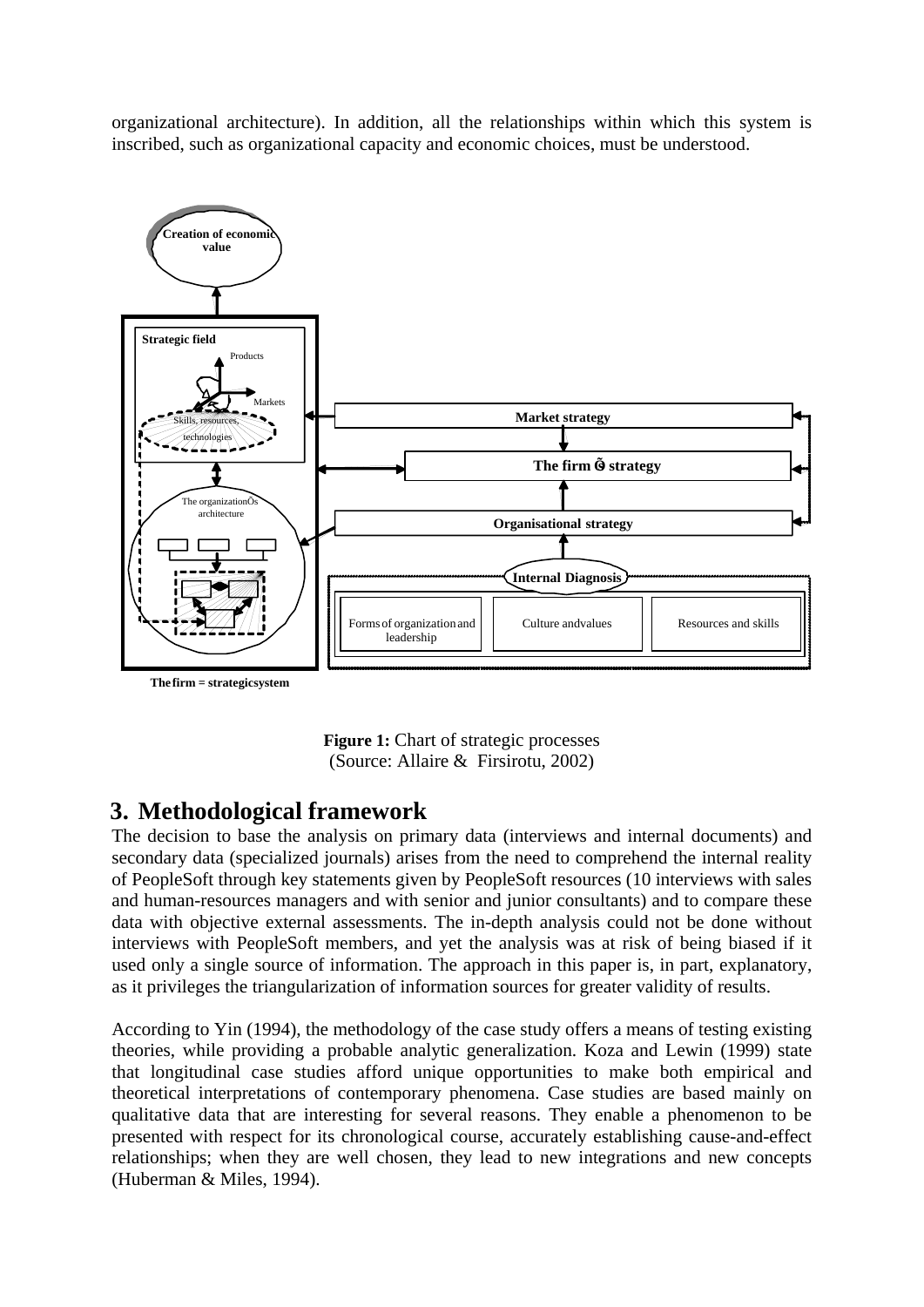organizational architecture). In addition, all the relationships within which this system is inscribed, such as organizational capacity and economic choices, must be understood.

Creation of economic value

Strategic field

Products

Markets

Skills, resources, technologies

The organizationÕs architecture

Market strategy

The firm Õs strategy

Organisational strategy

Internal Diagnosis

Forms of organization and leadership

Culture andvalues

Resources and skills

The firm = strategicsystem

**Figure 1:** Chart of strategic processes
(Source: Allaire & Firsirotu, 2002)

## 3. Methodological framework

The decision to base the analysis on primary data (interviews and internal documents) and secondary data (specialized journals) arises from the need to comprehend the internal reality of PeopleSoft through key statements given by PeopleSoft resources (10 interviews with sales and human-resources managers and with senior and junior consultants) and to compare these data with objective external assessments. The in-depth analysis could not be done without interviews with PeopleSoft members, and yet the analysis was at risk of being biased if it used only a single source of information. The approach in this paper is, in part, explanatory, as it privileges the triangularization of information sources for greater validity of results.

According to Yin (1994), the methodology of the case study offers a means of testing existing theories, while providing a probable analytic generalization. Koza and Lewin (1999) state that longitudinal case studies afford unique opportunities to make both empirical and theoretical interpretations of contemporary phenomena. Case studies are based mainly on qualitative data that are interesting for several reasons. They enable a phenomenon to be presented with respect for its chronological course, accurately establishing cause-and-effect relationships; when they are well chosen, they lead to new integrations and new concepts (Huberman & Miles, 1994).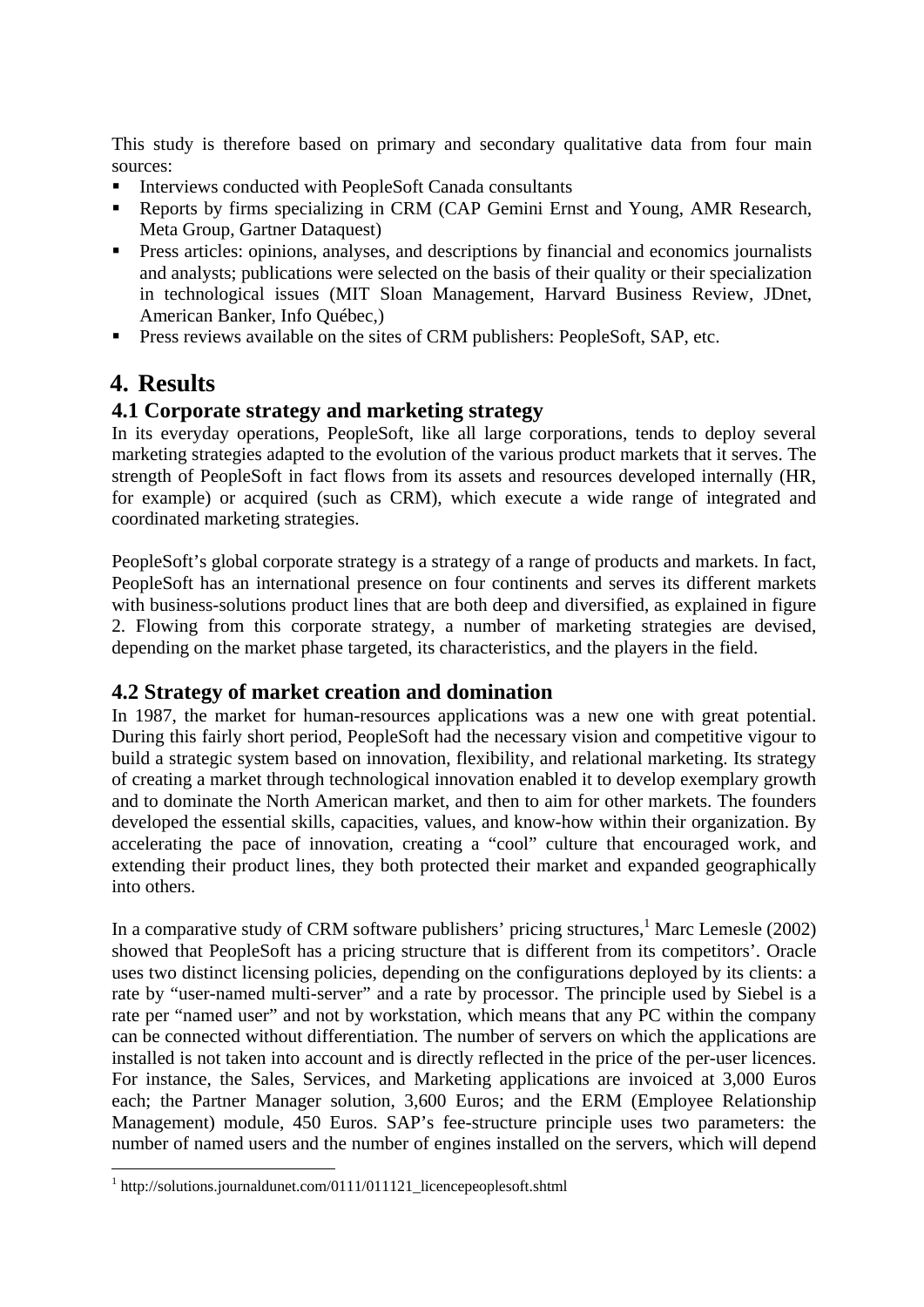This study is therefore based on primary and secondary qualitative data from four main sources:

- Interviews conducted with PeopleSoft Canada consultants
- Reports by firms specializing in CRM (CAP Gemini Ernst and Young, AMR Research, Meta Group, Gartner Dataquest)
- Press articles: opinions, analyses, and descriptions by financial and economics journalists and analysts; publications were selected on the basis of their quality or their specialization in technological issues (MIT Sloan Management, Harvard Business Review, JDnet, American Banker, Info Québec,)
- Press reviews available on the sites of CRM publishers: PeopleSoft, SAP, etc.

# 4. Results

## 4.1 Corporate strategy and marketing strategy

In its everyday operations, PeopleSoft, like all large corporations, tends to deploy several marketing strategies adapted to the evolution of the various product markets that it serves. The strength of PeopleSoft in fact flows from its assets and resources developed internally (HR, for example) or acquired (such as CRM), which execute a wide range of integrated and coordinated marketing strategies.

PeopleSoft's global corporate strategy is a strategy of a range of products and markets. In fact, PeopleSoft has an international presence on four continents and serves its different markets with business-solutions product lines that are both deep and diversified, as explained in figure 2. Flowing from this corporate strategy, a number of marketing strategies are devised, depending on the market phase targeted, its characteristics, and the players in the field.

## 4.2 Strategy of market creation and domination

In 1987, the market for human-resources applications was a new one with great potential. During this fairly short period, PeopleSoft had the necessary vision and competitive vigour to build a strategic system based on innovation, flexibility, and relational marketing. Its strategy of creating a market through technological innovation enabled it to develop exemplary growth and to dominate the North American market, and then to aim for other markets. The founders developed the essential skills, capacities, values, and know-how within their organization. By accelerating the pace of innovation, creating a "cool" culture that encouraged work, and extending their product lines, they both protected their market and expanded geographically into others.

In a comparative study of CRM software publishers' pricing structures,[1] Marc Lemesle (2002) showed that PeopleSoft has a pricing structure that is different from its competitors'. Oracle uses two distinct licensing policies, depending on the configurations deployed by its clients: a rate by "user-named multi-server" and a rate by processor. The principle used by Siebel is a rate per "named user" and not by workstation, which means that any PC within the company can be connected without differentiation. The number of servers on which the applications are installed is not taken into account and is directly reflected in the price of the per-user licences. For instance, the Sales, Services, and Marketing applications are invoiced at 3,000 Euros each; the Partner Manager solution, 3,600 Euros; and the ERM (Employee Relationship Management) module, 450 Euros. SAP's fee-structure principle uses two parameters: the number of named users and the number of engines installed on the servers, which will depend

[1] http://solutions.journaldunet.com/0111/011121_licencepeoplesoft.shtml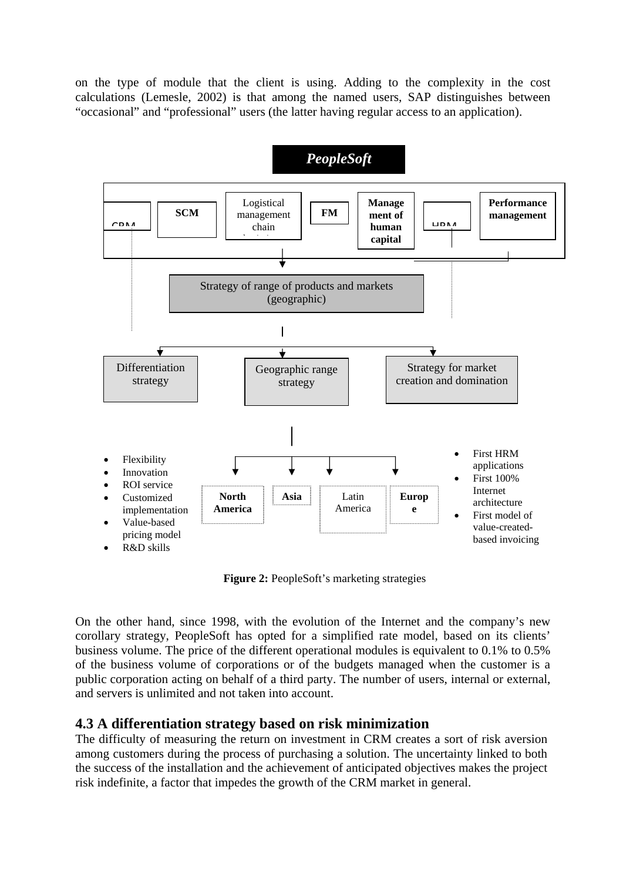on the type of module that the client is using. Adding to the complexity in the cost calculations (Lemesle, 2002) is that among the named users, SAP distinguishes between "occasional" and "professional" users (the latter having regular access to an application).

PeopleSoft

CRM

SCM

Logistical management chain

FM

Management of human capital

HRM

Performance management

Strategy of range of products and markets (geographic)

Differentiation strategy

Geographic range strategy

Strategy for market creation and domination

- Flexibility
- Innovation
- ROI service
- Customized implementation
- Value-based pricing model
- R&D skills

North America

Asia

Latin America

Europe

- First HRM applications
- First 100% Internet architecture
- First model of value-created-based invoicing

**Figure 2:** PeopleSoft's marketing strategies

On the other hand, since 1998, with the evolution of the Internet and the company's new corollary strategy, PeopleSoft has opted for a simplified rate model, based on its clients' business volume. The price of the different operational modules is equivalent to 0.1% to 0.5% of the business volume of corporations or of the budgets managed when the customer is a public corporation acting on behalf of a third party. The number of users, internal or external, and servers is unlimited and not taken into account.

## 4.3 A differentiation strategy based on risk minimization

The difficulty of measuring the return on investment in CRM creates a sort of risk aversion among customers during the process of purchasing a solution. The uncertainty linked to both the success of the installation and the achievement of anticipated objectives makes the project risk indefinite, a factor that impedes the growth of the CRM market in general.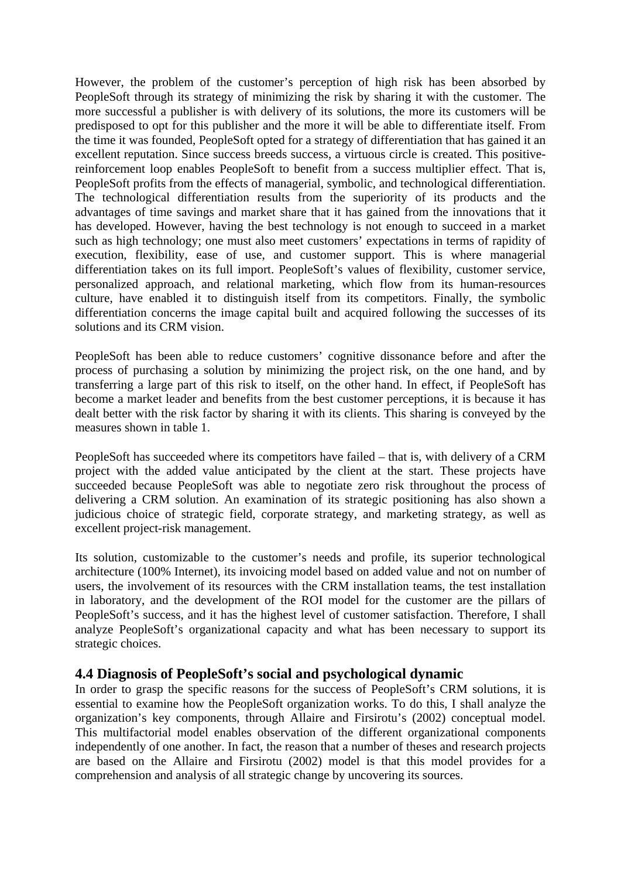However, the problem of the customer's perception of high risk has been absorbed by PeopleSoft through its strategy of minimizing the risk by sharing it with the customer. The more successful a publisher is with delivery of its solutions, the more its customers will be predisposed to opt for this publisher and the more it will be able to differentiate itself. From the time it was founded, PeopleSoft opted for a strategy of differentiation that has gained it an excellent reputation. Since success breeds success, a virtuous circle is created. This positive-reinforcement loop enables PeopleSoft to benefit from a success multiplier effect. That is, PeopleSoft profits from the effects of managerial, symbolic, and technological differentiation. The technological differentiation results from the superiority of its products and the advantages of time savings and market share that it has gained from the innovations that it has developed. However, having the best technology is not enough to succeed in a market such as high technology; one must also meet customers' expectations in terms of rapidity of execution, flexibility, ease of use, and customer support. This is where managerial differentiation takes on its full import. PeopleSoft's values of flexibility, customer service, personalized approach, and relational marketing, which flow from its human-resources culture, have enabled it to distinguish itself from its competitors. Finally, the symbolic differentiation concerns the image capital built and acquired following the successes of its solutions and its CRM vision.

PeopleSoft has been able to reduce customers' cognitive dissonance before and after the process of purchasing a solution by minimizing the project risk, on the one hand, and by transferring a large part of this risk to itself, on the other hand. In effect, if PeopleSoft has become a market leader and benefits from the best customer perceptions, it is because it has dealt better with the risk factor by sharing it with its clients. This sharing is conveyed by the measures shown in table 1.

PeopleSoft has succeeded where its competitors have failed – that is, with delivery of a CRM project with the added value anticipated by the client at the start. These projects have succeeded because PeopleSoft was able to negotiate zero risk throughout the process of delivering a CRM solution. An examination of its strategic positioning has also shown a judicious choice of strategic field, corporate strategy, and marketing strategy, as well as excellent project-risk management.

Its solution, customizable to the customer's needs and profile, its superior technological architecture (100% Internet), its invoicing model based on added value and not on number of users, the involvement of its resources with the CRM installation teams, the test installation in laboratory, and the development of the ROI model for the customer are the pillars of PeopleSoft's success, and it has the highest level of customer satisfaction. Therefore, I shall analyze PeopleSoft's organizational capacity and what has been necessary to support its strategic choices.

## 4.4 Diagnosis of PeopleSoft's social and psychological dynamic

In order to grasp the specific reasons for the success of PeopleSoft's CRM solutions, it is essential to examine how the PeopleSoft organization works. To do this, I shall analyze the organization's key components, through Allaire and Firsirotu's (2002) conceptual model. This multifactorial model enables observation of the different organizational components independently of one another. In fact, the reason that a number of theses and research projects are based on the Allaire and Firsirotu (2002) model is that this model provides for a comprehension and analysis of all strategic change by uncovering its sources.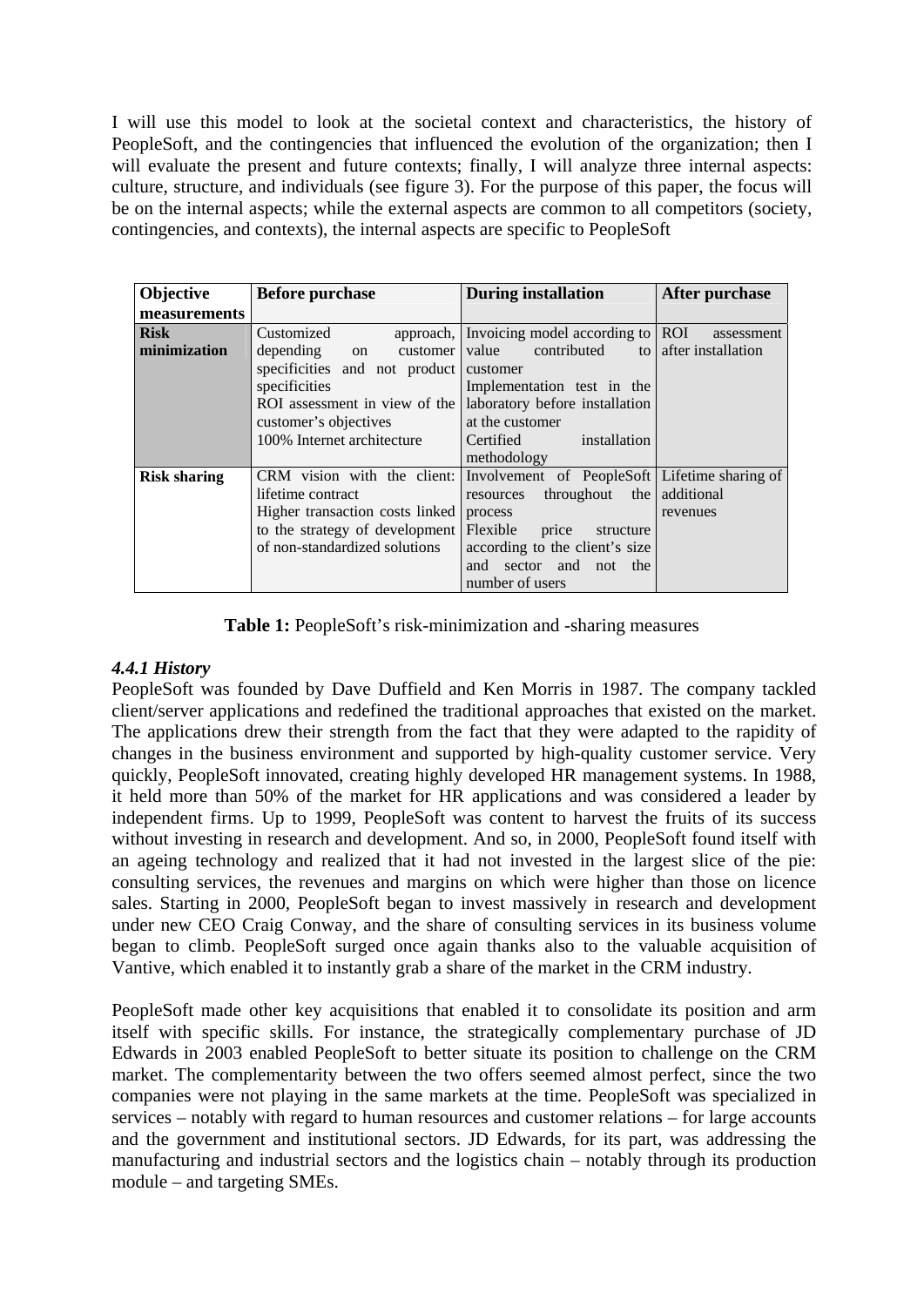I will use this model to look at the societal context and characteristics, the history of PeopleSoft, and the contingencies that influenced the evolution of the organization; then I will evaluate the present and future contexts; finally, I will analyze three internal aspects: culture, structure, and individuals (see figure 3). For the purpose of this paper, the focus will be on the internal aspects; while the external aspects are common to all competitors (society, contingencies, and contexts), the internal aspects are specific to PeopleSoft

| Objective measurements | Before purchase | During installation | After purchase |
|---|---|---|---|
| **Risk minimization** | Customized approach, depending on customer specificities and not product specificities<br>ROI assessment in view of the customer's objectives<br>100% Internet architecture | Invoicing model according to value contributed to customer<br>Implementation test in the laboratory before installation at the customer<br>Certified installation methodology | ROI assessment after installation |
| **Risk sharing** | CRM vision with the client: lifetime contract<br>Higher transaction costs linked to the strategy of development of non-standardized solutions | Involvement of PeopleSoft resources throughout the process<br>Flexible price structure according to the client's size and sector and not the number of users | Lifetime sharing of additional revenues |

**Table 1:** PeopleSoft's risk-minimization and -sharing measures

### *4.4.1 History*

PeopleSoft was founded by Dave Duffield and Ken Morris in 1987. The company tackled client/server applications and redefined the traditional approaches that existed on the market. The applications drew their strength from the fact that they were adapted to the rapidity of changes in the business environment and supported by high-quality customer service. Very quickly, PeopleSoft innovated, creating highly developed HR management systems. In 1988, it held more than 50% of the market for HR applications and was considered a leader by independent firms. Up to 1999, PeopleSoft was content to harvest the fruits of its success without investing in research and development. And so, in 2000, PeopleSoft found itself with an ageing technology and realized that it had not invested in the largest slice of the pie: consulting services, the revenues and margins on which were higher than those on licence sales. Starting in 2000, PeopleSoft began to invest massively in research and development under new CEO Craig Conway, and the share of consulting services in its business volume began to climb. PeopleSoft surged once again thanks also to the valuable acquisition of Vantive, which enabled it to instantly grab a share of the market in the CRM industry.

PeopleSoft made other key acquisitions that enabled it to consolidate its position and arm itself with specific skills. For instance, the strategically complementary purchase of JD Edwards in 2003 enabled PeopleSoft to better situate its position to challenge on the CRM market. The complementarity between the two offers seemed almost perfect, since the two companies were not playing in the same markets at the time. PeopleSoft was specialized in services – notably with regard to human resources and customer relations – for large accounts and the government and institutional sectors. JD Edwards, for its part, was addressing the manufacturing and industrial sectors and the logistics chain – notably through its production module – and targeting SMEs.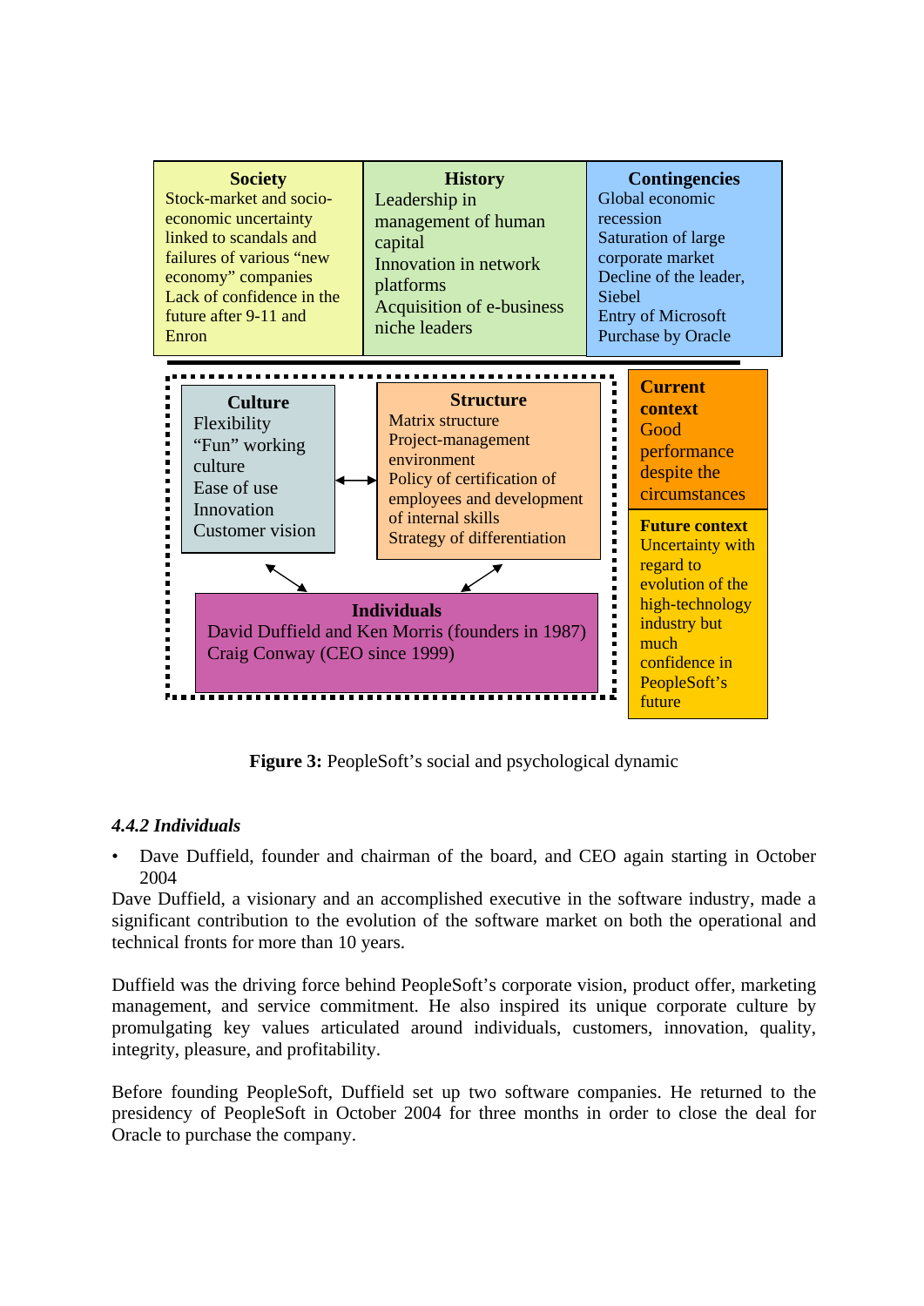**Society**
Stock-market and socio-economic uncertainty linked to scandals and failures of various "new economy" companies
Lack of confidence in the future after 9-11 and Enron

**History**
Leadership in management of human capital
Innovation in network platforms
Acquisition of e-business niche leaders

**Contingencies**
Global economic recession
Saturation of large corporate market
Decline of the leader, Siebel
Entry of Microsoft
Purchase by Oracle

**Culture**
Flexibility
"Fun" working culture
Ease of use
Innovation
Customer vision

**Structure**
Matrix structure
Project-management environment
Policy of certification of employees and development of internal skills
Strategy of differentiation

**Individuals**
David Duffield and Ken Morris (founders in 1987)
Craig Conway (CEO since 1999)

**Current context**
Good performance despite the circumstances

**Future context**
Uncertainty with regard to evolution of the high-technology industry but much confidence in PeopleSoft's future

**Figure 3:** PeopleSoft's social and psychological dynamic

### *4.4.2 Individuals*

- Dave Duffield, founder and chairman of the board, and CEO again starting in October 2004

Dave Duffield, a visionary and an accomplished executive in the software industry, made a significant contribution to the evolution of the software market on both the operational and technical fronts for more than 10 years.

Duffield was the driving force behind PeopleSoft's corporate vision, product offer, marketing management, and service commitment. He also inspired its unique corporate culture by promulgating key values articulated around individuals, customers, innovation, quality, integrity, pleasure, and profitability.

Before founding PeopleSoft, Duffield set up two software companies. He returned to the presidency of PeopleSoft in October 2004 for three months in order to close the deal for Oracle to purchase the company.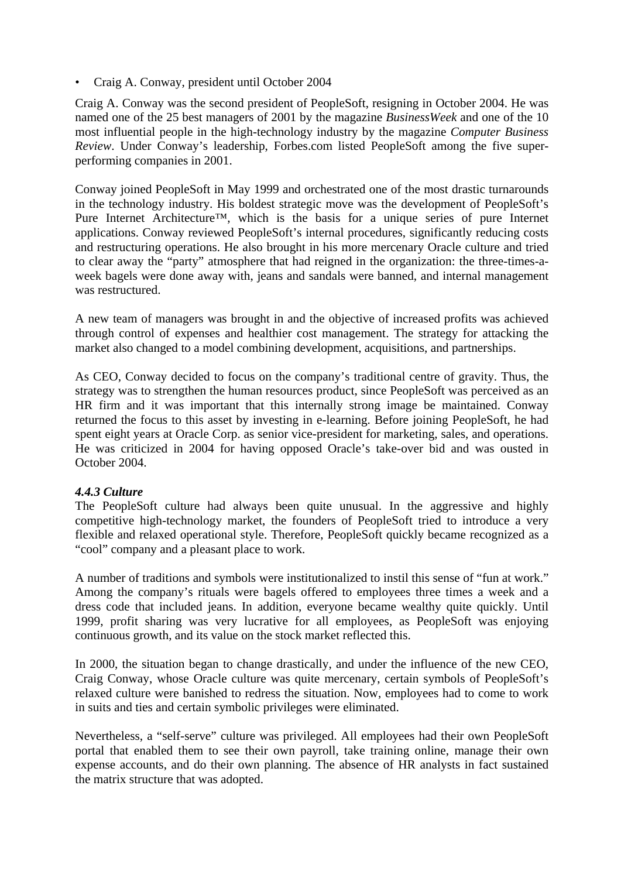- Craig A. Conway, president until October 2004

Craig A. Conway was the second president of PeopleSoft, resigning in October 2004. He was named one of the 25 best managers of 2001 by the magazine *BusinessWeek* and one of the 10 most influential people in the high-technology industry by the magazine *Computer Business Review*. Under Conway's leadership, Forbes.com listed PeopleSoft among the five super-performing companies in 2001.

Conway joined PeopleSoft in May 1999 and orchestrated one of the most drastic turnarounds in the technology industry. His boldest strategic move was the development of PeopleSoft's Pure Internet Architecture™, which is the basis for a unique series of pure Internet applications. Conway reviewed PeopleSoft's internal procedures, significantly reducing costs and restructuring operations. He also brought in his more mercenary Oracle culture and tried to clear away the "party" atmosphere that had reigned in the organization: the three-times-a-week bagels were done away with, jeans and sandals were banned, and internal management was restructured.

A new team of managers was brought in and the objective of increased profits was achieved through control of expenses and healthier cost management. The strategy for attacking the market also changed to a model combining development, acquisitions, and partnerships.

As CEO, Conway decided to focus on the company's traditional centre of gravity. Thus, the strategy was to strengthen the human resources product, since PeopleSoft was perceived as an HR firm and it was important that this internally strong image be maintained. Conway returned the focus to this asset by investing in e-learning. Before joining PeopleSoft, he had spent eight years at Oracle Corp. as senior vice-president for marketing, sales, and operations. He was criticized in 2004 for having opposed Oracle's take-over bid and was ousted in October 2004.

#### *4.4.3 Culture*

The PeopleSoft culture had always been quite unusual. In the aggressive and highly competitive high-technology market, the founders of PeopleSoft tried to introduce a very flexible and relaxed operational style. Therefore, PeopleSoft quickly became recognized as a "cool" company and a pleasant place to work.

A number of traditions and symbols were institutionalized to instil this sense of "fun at work." Among the company's rituals were bagels offered to employees three times a week and a dress code that included jeans. In addition, everyone became wealthy quite quickly. Until 1999, profit sharing was very lucrative for all employees, as PeopleSoft was enjoying continuous growth, and its value on the stock market reflected this.

In 2000, the situation began to change drastically, and under the influence of the new CEO, Craig Conway, whose Oracle culture was quite mercenary, certain symbols of PeopleSoft's relaxed culture were banished to redress the situation. Now, employees had to come to work in suits and ties and certain symbolic privileges were eliminated.

Nevertheless, a "self-serve" culture was privileged. All employees had their own PeopleSoft portal that enabled them to see their own payroll, take training online, manage their own expense accounts, and do their own planning. The absence of HR analysts in fact sustained the matrix structure that was adopted.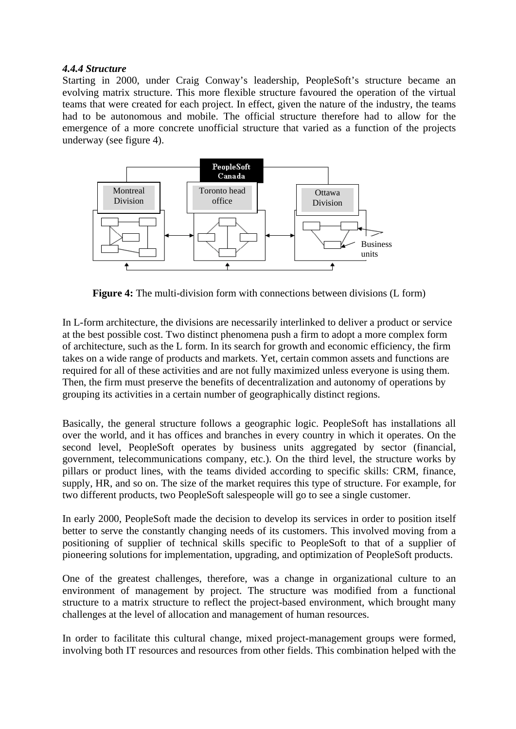*4.4.4 Structure*

Starting in 2000, under Craig Conway's leadership, PeopleSoft's structure became an evolving matrix structure. This more flexible structure favoured the operation of the virtual teams that were created for each project. In effect, given the nature of the industry, the teams had to be autonomous and mobile. The official structure therefore had to allow for the emergence of a more concrete unofficial structure that varied as a function of the projects underway (see figure 4).

PeopleSoft Canada

Montreal Division

Toronto head office

Ottawa Division

Business units

**Figure 4:** The multi-division form with connections between divisions (L form)

In L-form architecture, the divisions are necessarily interlinked to deliver a product or service at the best possible cost. Two distinct phenomena push a firm to adopt a more complex form of architecture, such as the L form. In its search for growth and economic efficiency, the firm takes on a wide range of products and markets. Yet, certain common assets and functions are required for all of these activities and are not fully maximized unless everyone is using them. Then, the firm must preserve the benefits of decentralization and autonomy of operations by grouping its activities in a certain number of geographically distinct regions.

Basically, the general structure follows a geographic logic. PeopleSoft has installations all over the world, and it has offices and branches in every country in which it operates. On the second level, PeopleSoft operates by business units aggregated by sector (financial, government, telecommunications company, etc.). On the third level, the structure works by pillars or product lines, with the teams divided according to specific skills: CRM, finance, supply, HR, and so on. The size of the market requires this type of structure. For example, for two different products, two PeopleSoft salespeople will go to see a single customer.

In early 2000, PeopleSoft made the decision to develop its services in order to position itself better to serve the constantly changing needs of its customers. This involved moving from a positioning of supplier of technical skills specific to PeopleSoft to that of a supplier of pioneering solutions for implementation, upgrading, and optimization of PeopleSoft products.

One of the greatest challenges, therefore, was a change in organizational culture to an environment of management by project. The structure was modified from a functional structure to a matrix structure to reflect the project-based environment, which brought many challenges at the level of allocation and management of human resources.

In order to facilitate this cultural change, mixed project-management groups were formed, involving both IT resources and resources from other fields. This combination helped with the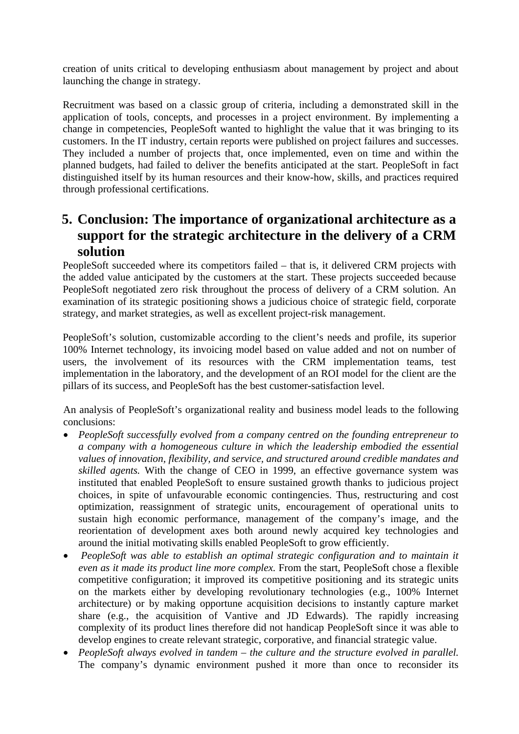creation of units critical to developing enthusiasm about management by project and about launching the change in strategy.

Recruitment was based on a classic group of criteria, including a demonstrated skill in the application of tools, concepts, and processes in a project environment. By implementing a change in competencies, PeopleSoft wanted to highlight the value that it was bringing to its customers. In the IT industry, certain reports were published on project failures and successes. They included a number of projects that, once implemented, even on time and within the planned budgets, had failed to deliver the benefits anticipated at the start. PeopleSoft in fact distinguished itself by its human resources and their know-how, skills, and practices required through professional certifications.

## 5. Conclusion: The importance of organizational architecture as a support for the strategic architecture in the delivery of a CRM solution

PeopleSoft succeeded where its competitors failed – that is, it delivered CRM projects with the added value anticipated by the customers at the start. These projects succeeded because PeopleSoft negotiated zero risk throughout the process of delivery of a CRM solution. An examination of its strategic positioning shows a judicious choice of strategic field, corporate strategy, and market strategies, as well as excellent project-risk management.

PeopleSoft's solution, customizable according to the client's needs and profile, its superior 100% Internet technology, its invoicing model based on value added and not on number of users, the involvement of its resources with the CRM implementation teams, test implementation in the laboratory, and the development of an ROI model for the client are the pillars of its success, and PeopleSoft has the best customer-satisfaction level.

An analysis of PeopleSoft's organizational reality and business model leads to the following conclusions:

- *PeopleSoft successfully evolved from a company centred on the founding entrepreneur to a company with a homogeneous culture in which the leadership embodied the essential values of innovation, flexibility, and service, and structured around credible mandates and skilled agents.* With the change of CEO in 1999, an effective governance system was instituted that enabled PeopleSoft to ensure sustained growth thanks to judicious project choices, in spite of unfavourable economic contingencies. Thus, restructuring and cost optimization, reassignment of strategic units, encouragement of operational units to sustain high economic performance, management of the company's image, and the reorientation of development axes both around newly acquired key technologies and around the initial motivating skills enabled PeopleSoft to grow efficiently.
- *PeopleSoft was able to establish an optimal strategic configuration and to maintain it even as it made its product line more complex.* From the start, PeopleSoft chose a flexible competitive configuration; it improved its competitive positioning and its strategic units on the markets either by developing revolutionary technologies (e.g., 100% Internet architecture) or by making opportune acquisition decisions to instantly capture market share (e.g., the acquisition of Vantive and JD Edwards). The rapidly increasing complexity of its product lines therefore did not handicap PeopleSoft since it was able to develop engines to create relevant strategic, corporative, and financial strategic value.
- *PeopleSoft always evolved in tandem – the culture and the structure evolved in parallel.* The company's dynamic environment pushed it more than once to reconsider its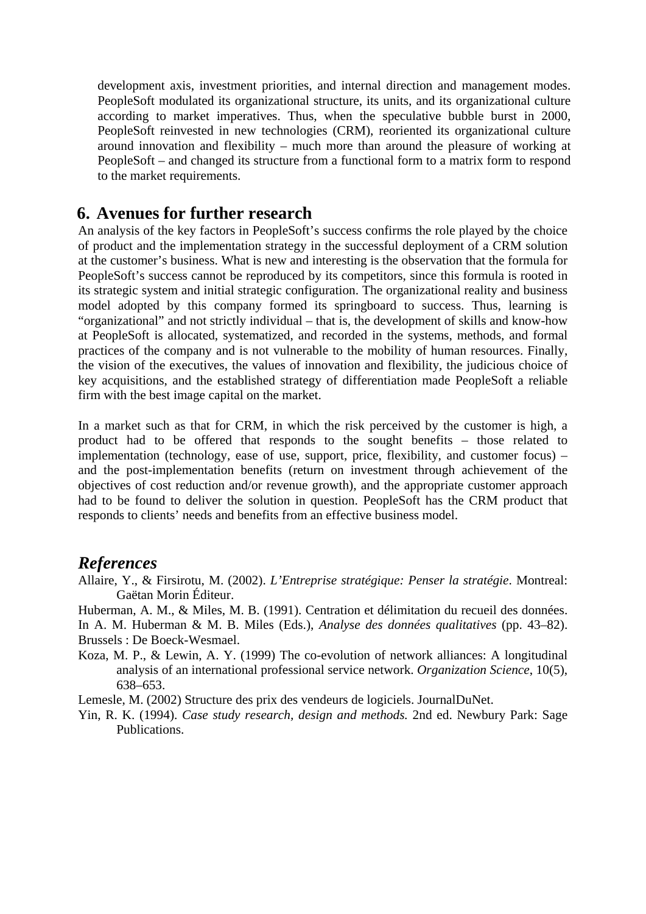development axis, investment priorities, and internal direction and management modes. PeopleSoft modulated its organizational structure, its units, and its organizational culture according to market imperatives. Thus, when the speculative bubble burst in 2000, PeopleSoft reinvested in new technologies (CRM), reoriented its organizational culture around innovation and flexibility – much more than around the pleasure of working at PeopleSoft – and changed its structure from a functional form to a matrix form to respond to the market requirements.

## 6. Avenues for further research

An analysis of the key factors in PeopleSoft's success confirms the role played by the choice of product and the implementation strategy in the successful deployment of a CRM solution at the customer's business. What is new and interesting is the observation that the formula for PeopleSoft's success cannot be reproduced by its competitors, since this formula is rooted in its strategic system and initial strategic configuration. The organizational reality and business model adopted by this company formed its springboard to success. Thus, learning is "organizational" and not strictly individual – that is, the development of skills and know-how at PeopleSoft is allocated, systematized, and recorded in the systems, methods, and formal practices of the company and is not vulnerable to the mobility of human resources. Finally, the vision of the executives, the values of innovation and flexibility, the judicious choice of key acquisitions, and the established strategy of differentiation made PeopleSoft a reliable firm with the best image capital on the market.

In a market such as that for CRM, in which the risk perceived by the customer is high, a product had to be offered that responds to the sought benefits – those related to implementation (technology, ease of use, support, price, flexibility, and customer focus) – and the post-implementation benefits (return on investment through achievement of the objectives of cost reduction and/or revenue growth), and the appropriate customer approach had to be found to deliver the solution in question. PeopleSoft has the CRM product that responds to clients' needs and benefits from an effective business model.

## *References*

Allaire, Y., & Firsirotu, M. (2002). *L'Entreprise stratégique: Penser la stratégie*. Montreal: Gaëtan Morin Éditeur.

Huberman, A. M., & Miles, M. B. (1991). Centration et délimitation du recueil des données. In A. M. Huberman & M. B. Miles (Eds.), *Analyse des données qualitatives* (pp. 43–82). Brussels : De Boeck-Wesmael.

Koza, M. P., & Lewin, A. Y. (1999) The co-evolution of network alliances: A longitudinal analysis of an international professional service network. *Organization Science*, 10(5), 638–653.

Lemesle, M. (2002) Structure des prix des vendeurs de logiciels. JournalDuNet.

Yin, R. K. (1994). *Case study research, design and methods.* 2nd ed. Newbury Park: Sage Publications.